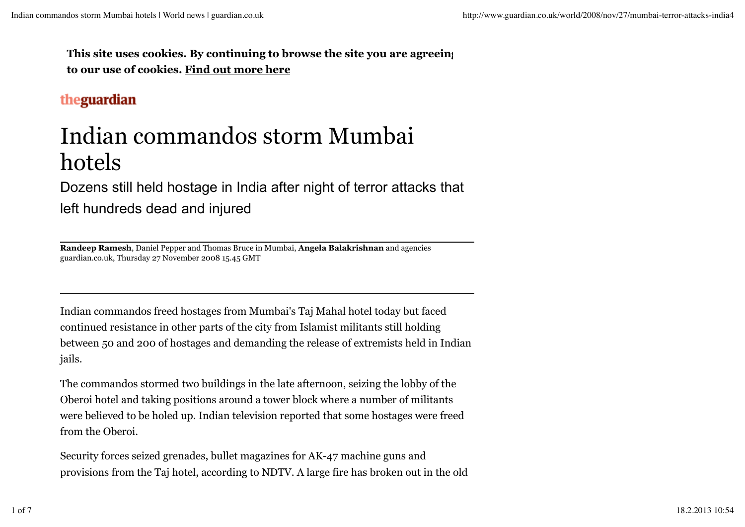**This site uses cookies. By continuing to browse the site you are agreeing to our use of cookies. Find out more here**

theguardian

# Indian commandos storm Mumbai hotels

## Dozens still held hostage in India after night of terror attacks that left hundreds dead and injured

**Randeep Ramesh**, Daniel Pepper and Thomas Bruce in Mumbai, **Angela Balakrishnan** and agencies
guardian.co.uk, Thursday 27 November 2008 15.45 GMT

---

Indian commandos freed hostages from Mumbai's Taj Mahal hotel today but faced continued resistance in other parts of the city from Islamist militants still holding between 50 and 200 of hostages and demanding the release of extremists held in Indian jails.

The commandos stormed two buildings in the late afternoon, seizing the lobby of the Oberoi hotel and taking positions around a tower block where a number of militants were believed to be holed up. Indian television reported that some hostages were freed from the Oberoi.

Security forces seized grenades, bullet magazines for AK-47 machine guns and provisions from the Taj hotel, according to NDTV. A large fire has broken out in the old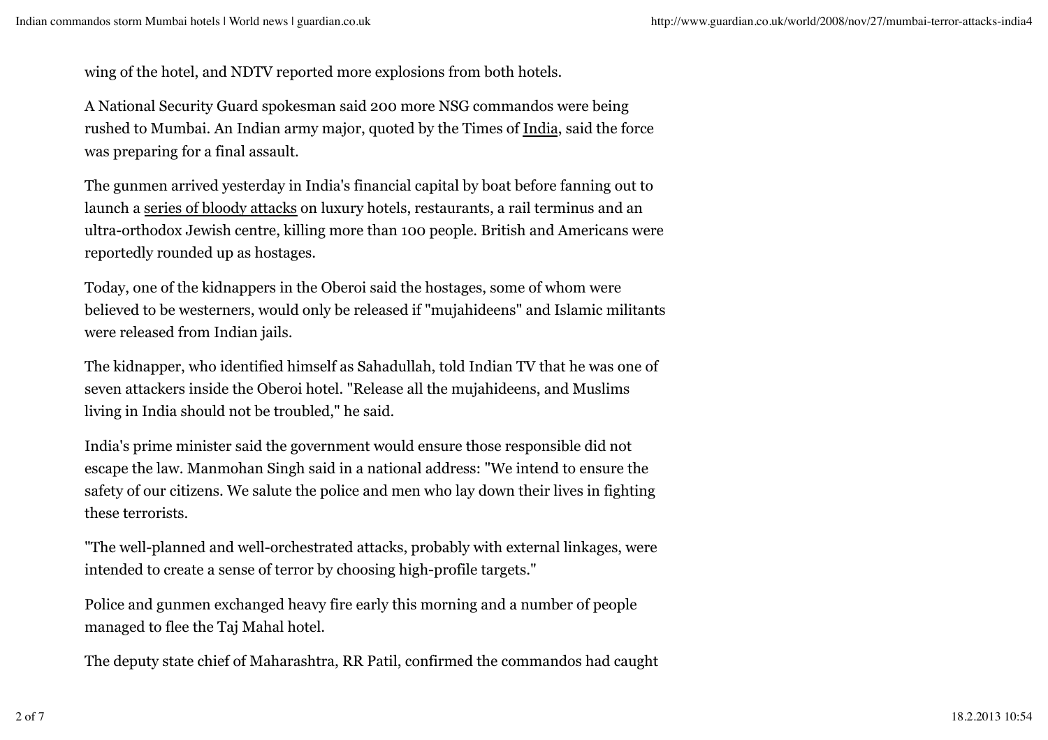wing of the hotel, and NDTV reported more explosions from both hotels.

A National Security Guard spokesman said 200 more NSG commandos were being rushed to Mumbai. An Indian army major, quoted by the Times of India, said the force was preparing for a final assault.

The gunmen arrived yesterday in India's financial capital by boat before fanning out to launch a series of bloody attacks on luxury hotels, restaurants, a rail terminus and an ultra-orthodox Jewish centre, killing more than 100 people. British and Americans were reportedly rounded up as hostages.

Today, one of the kidnappers in the Oberoi said the hostages, some of whom were believed to be westerners, would only be released if "mujahideens" and Islamic militants were released from Indian jails.

The kidnapper, who identified himself as Sahadullah, told Indian TV that he was one of seven attackers inside the Oberoi hotel. "Release all the mujahideens, and Muslims living in India should not be troubled," he said.

India's prime minister said the government would ensure those responsible did not escape the law. Manmohan Singh said in a national address: "We intend to ensure the safety of our citizens. We salute the police and men who lay down their lives in fighting these terrorists.

"The well-planned and well-orchestrated attacks, probably with external linkages, were intended to create a sense of terror by choosing high-profile targets."

Police and gunmen exchanged heavy fire early this morning and a number of people managed to flee the Taj Mahal hotel.

The deputy state chief of Maharashtra, RR Patil, confirmed the commandos had caught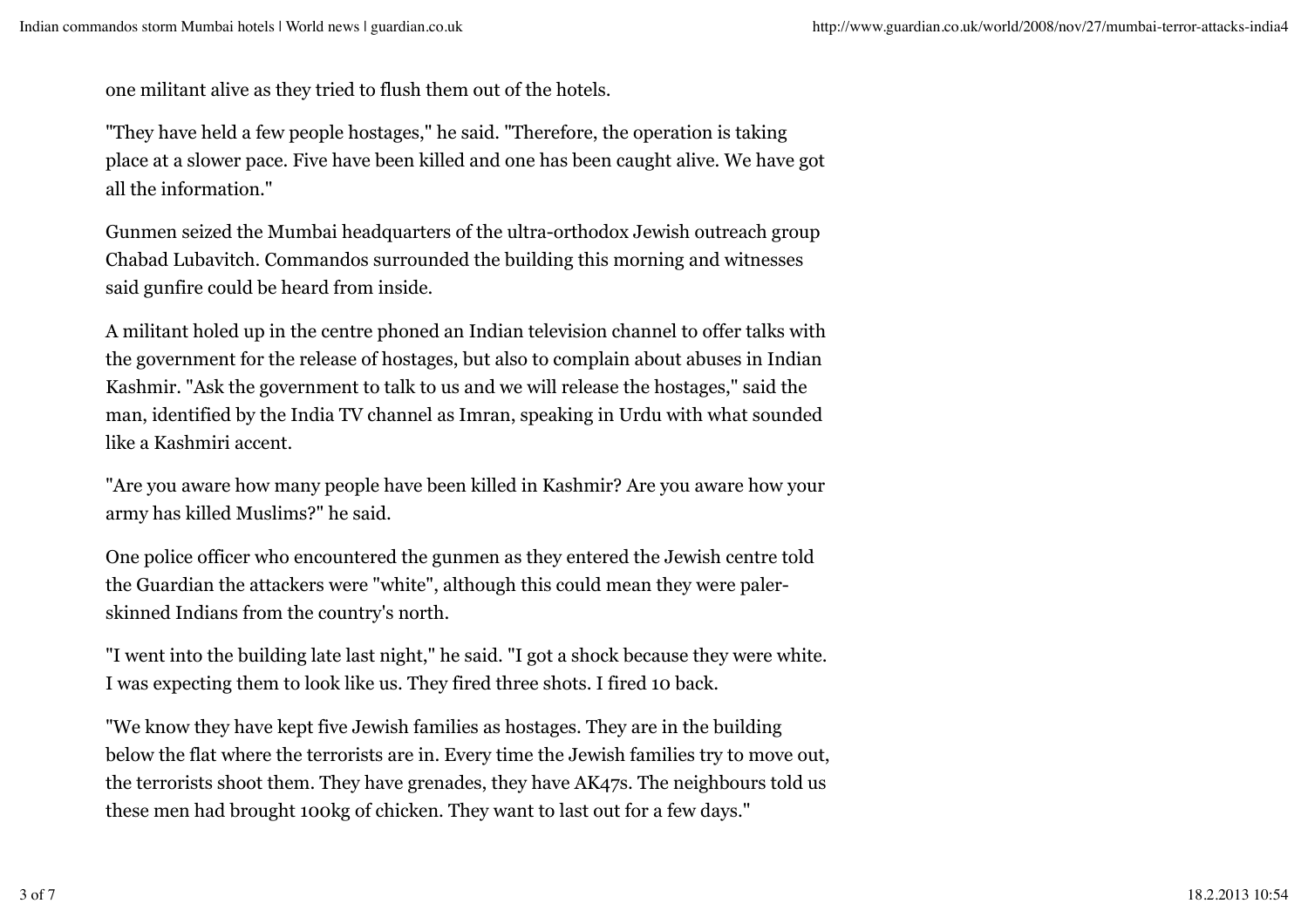one militant alive as they tried to flush them out of the hotels.

"They have held a few people hostages," he said. "Therefore, the operation is taking place at a slower pace. Five have been killed and one has been caught alive. We have got all the information."

Gunmen seized the Mumbai headquarters of the ultra-orthodox Jewish outreach group Chabad Lubavitch. Commandos surrounded the building this morning and witnesses said gunfire could be heard from inside.

A militant holed up in the centre phoned an Indian television channel to offer talks with the government for the release of hostages, but also to complain about abuses in Indian Kashmir. "Ask the government to talk to us and we will release the hostages," said the man, identified by the India TV channel as Imran, speaking in Urdu with what sounded like a Kashmiri accent.

"Are you aware how many people have been killed in Kashmir? Are you aware how your army has killed Muslims?" he said.

One police officer who encountered the gunmen as they entered the Jewish centre told the Guardian the attackers were "white", although this could mean they were paler-skinned Indians from the country's north.

"I went into the building late last night," he said. "I got a shock because they were white. I was expecting them to look like us. They fired three shots. I fired 10 back.

"We know they have kept five Jewish families as hostages. They are in the building below the flat where the terrorists are in. Every time the Jewish families try to move out, the terrorists shoot them. They have grenades, they have AK47s. The neighbours told us these men had brought 100kg of chicken. They want to last out for a few days."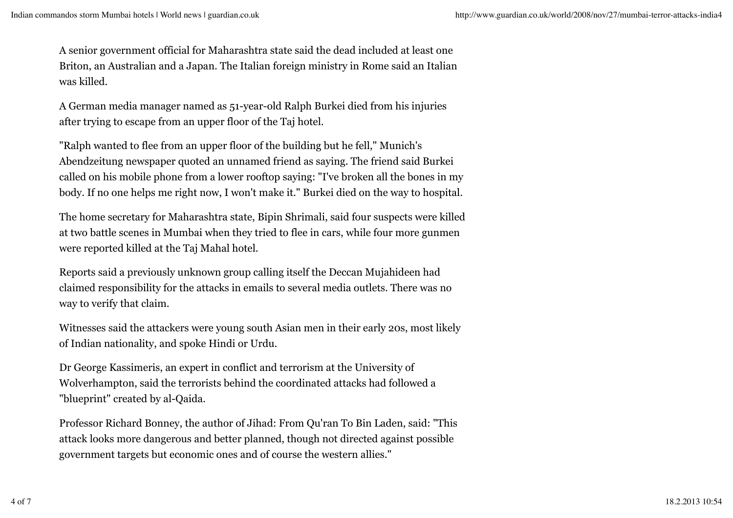A senior government official for Maharashtra state said the dead included at least one Briton, an Australian and a Japan. The Italian foreign ministry in Rome said an Italian was killed.

A German media manager named as 51-year-old Ralph Burkei died from his injuries after trying to escape from an upper floor of the Taj hotel.

"Ralph wanted to flee from an upper floor of the building but he fell," Munich's Abendzeitung newspaper quoted an unnamed friend as saying. The friend said Burkei called on his mobile phone from a lower rooftop saying: "I've broken all the bones in my body. If no one helps me right now, I won't make it." Burkei died on the way to hospital.

The home secretary for Maharashtra state, Bipin Shrimali, said four suspects were killed at two battle scenes in Mumbai when they tried to flee in cars, while four more gunmen were reported killed at the Taj Mahal hotel.

Reports said a previously unknown group calling itself the Deccan Mujahideen had claimed responsibility for the attacks in emails to several media outlets. There was no way to verify that claim.

Witnesses said the attackers were young south Asian men in their early 20s, most likely of Indian nationality, and spoke Hindi or Urdu.

Dr George Kassimeris, an expert in conflict and terrorism at the University of Wolverhampton, said the terrorists behind the coordinated attacks had followed a "blueprint" created by al-Qaida.

Professor Richard Bonney, the author of Jihad: From Qu'ran To Bin Laden, said: "This attack looks more dangerous and better planned, though not directed against possible government targets but economic ones and of course the western allies."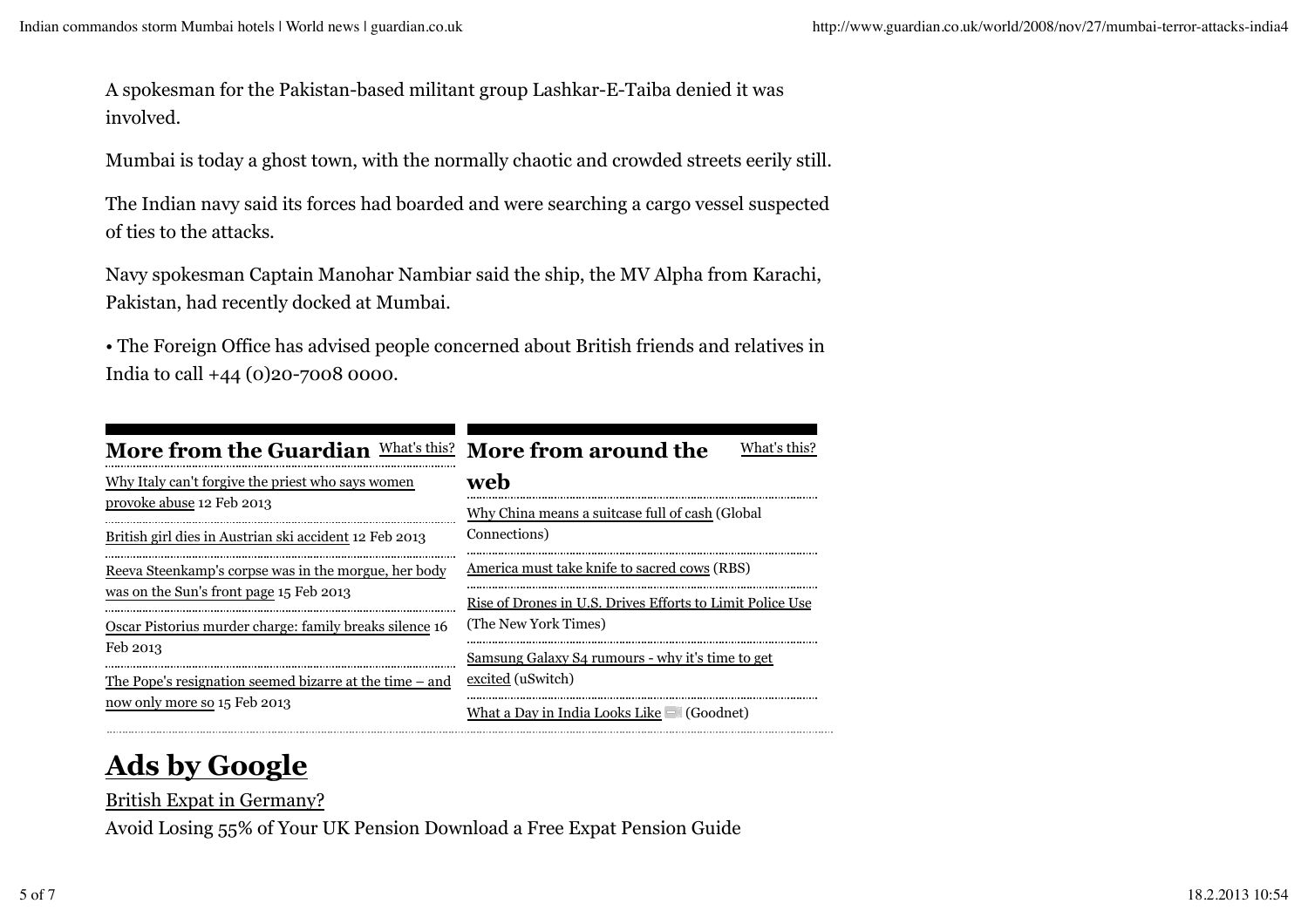A spokesman for the Pakistan-based militant group Lashkar-E-Taiba denied it was involved.

Mumbai is today a ghost town, with the normally chaotic and crowded streets eerily still.

The Indian navy said its forces had boarded and were searching a cargo vessel suspected of ties to the attacks.

Navy spokesman Captain Manohar Nambiar said the ship, the MV Alpha from Karachi, Pakistan, had recently docked at Mumbai.

• The Foreign Office has advised people concerned about British friends and relatives in India to call +44 (0)20-7008 0000.

## More from the Guardian

What's this?

- Why Italy can't forgive the priest who says women provoke abuse 12 Feb 2013
- British girl dies in Austrian ski accident 12 Feb 2013
- Reeva Steenkamp's corpse was in the morgue, her body was on the Sun's front page 15 Feb 2013
- Oscar Pistorius murder charge: family breaks silence 16 Feb 2013
- The Pope's resignation seemed bizarre at the time – and now only more so 15 Feb 2013

## More from around the web

What's this?

- Why China means a suitcase full of cash (Global Connections)
- America must take knife to sacred cows (RBS)
- Rise of Drones in U.S. Drives Efforts to Limit Police Use (The New York Times)
- Samsung Galaxy S4 rumours - why it's time to get excited (uSwitch)
- What a Day in India Looks Like (Goodnet)

# Ads by Google

British Expat in Germany?

Avoid Losing 55% of Your UK Pension Download a Free Expat Pension Guide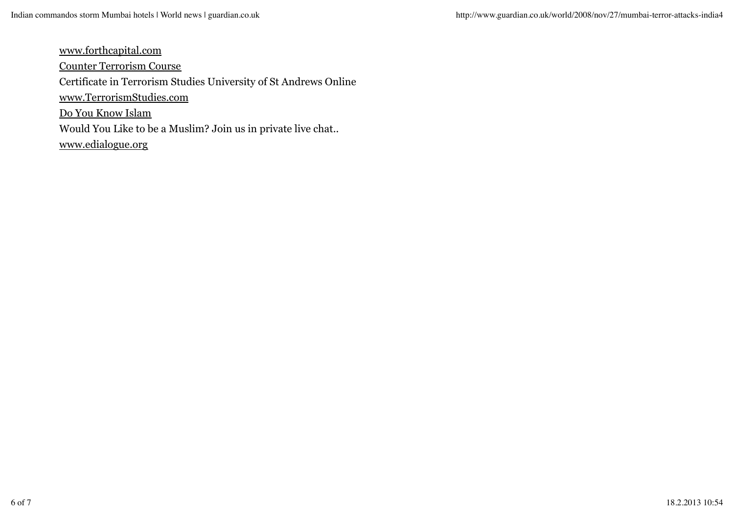www.forthcapital.com

Counter Terrorism Course

Certificate in Terrorism Studies University of St Andrews Online

www.TerrorismStudies.com

Do You Know Islam

Would You Like to be a Muslim? Join us in private live chat..

www.edialogue.org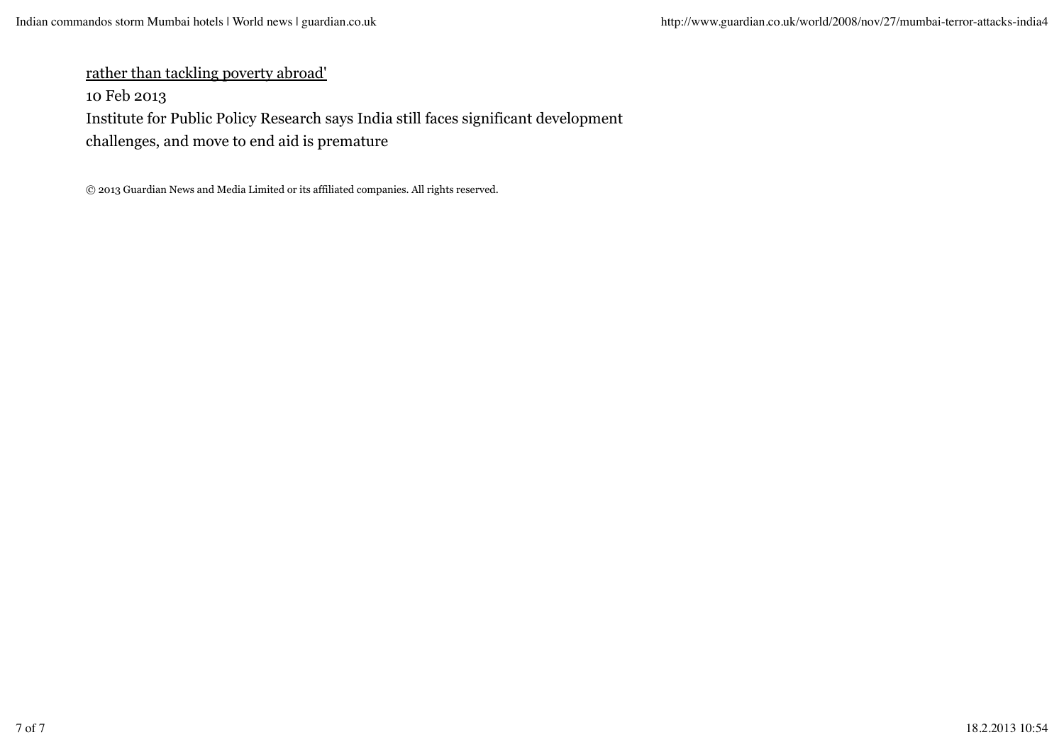rather than tackling poverty abroad'

10 Feb 2013

Institute for Public Policy Research says India still faces significant development challenges, and move to end aid is premature

© 2013 Guardian News and Media Limited or its affiliated companies. All rights reserved.